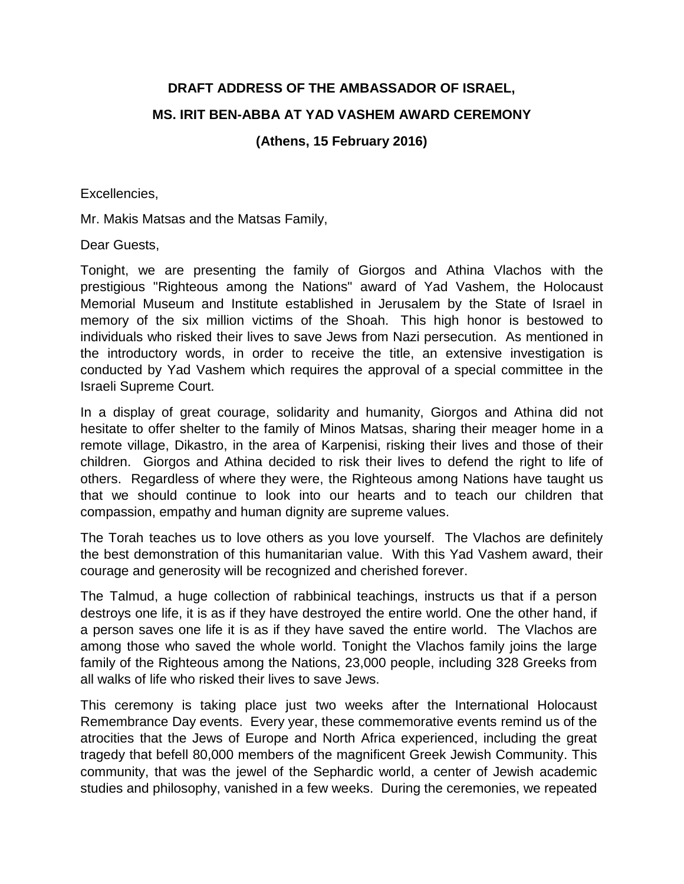**DRAFT ADDRESS OF THE AMBASSADOR OF ISRAEL,**

**MS. IRIT BEN-ABBA AT YAD VASHEM AWARD CEREMONY**

**(Athens, 15 February 2016)**

Excellencies,

Mr. Makis Matsas and the Matsas Family,

Dear Guests,

Tonight, we are presenting the family of Giorgos and Athina Vlachos with the prestigious "Righteous among the Nations" award of Yad Vashem, the Holocaust Memorial Museum and Institute established in Jerusalem by the State of Israel in memory of the six million victims of the Shoah. This high honor is bestowed to individuals who risked their lives to save Jews from Nazi persecution. As mentioned in the introductory words, in order to receive the title, an extensive investigation is conducted by Yad Vashem which requires the approval of a special committee in the Israeli Supreme Court.

In a display of great courage, solidarity and humanity, Giorgos and Athina did not hesitate to offer shelter to the family of Minos Matsas, sharing their meager home in a remote village, Dikastro, in the area of Karpenisi, risking their lives and those of their children. Giorgos and Athina decided to risk their lives to defend the right to life of others. Regardless of where they were, the Righteous among Nations have taught us that we should continue to look into our hearts and to teach our children that compassion, empathy and human dignity are supreme values.

The Torah teaches us to love others as you love yourself. The Vlachos are definitely the best demonstration of this humanitarian value. With this Yad Vashem award, their courage and generosity will be recognized and cherished forever.

The Talmud, a huge collection of rabbinical teachings, instructs us that if a person destroys one life, it is as if they have destroyed the entire world. One the other hand, if a person saves one life it is as if they have saved the entire world. The Vlachos are among those who saved the whole world. Tonight the Vlachos family joins the large family of the Righteous among the Nations, 23,000 people, including 328 Greeks from all walks of life who risked their lives to save Jews.

This ceremony is taking place just two weeks after the International Holocaust Remembrance Day events. Every year, these commemorative events remind us of the atrocities that the Jews of Europe and North Africa experienced, including the great tragedy that befell 80,000 members of the magnificent Greek Jewish Community. This community, that was the jewel of the Sephardic world, a center of Jewish academic studies and philosophy, vanished in a few weeks. During the ceremonies, we repeated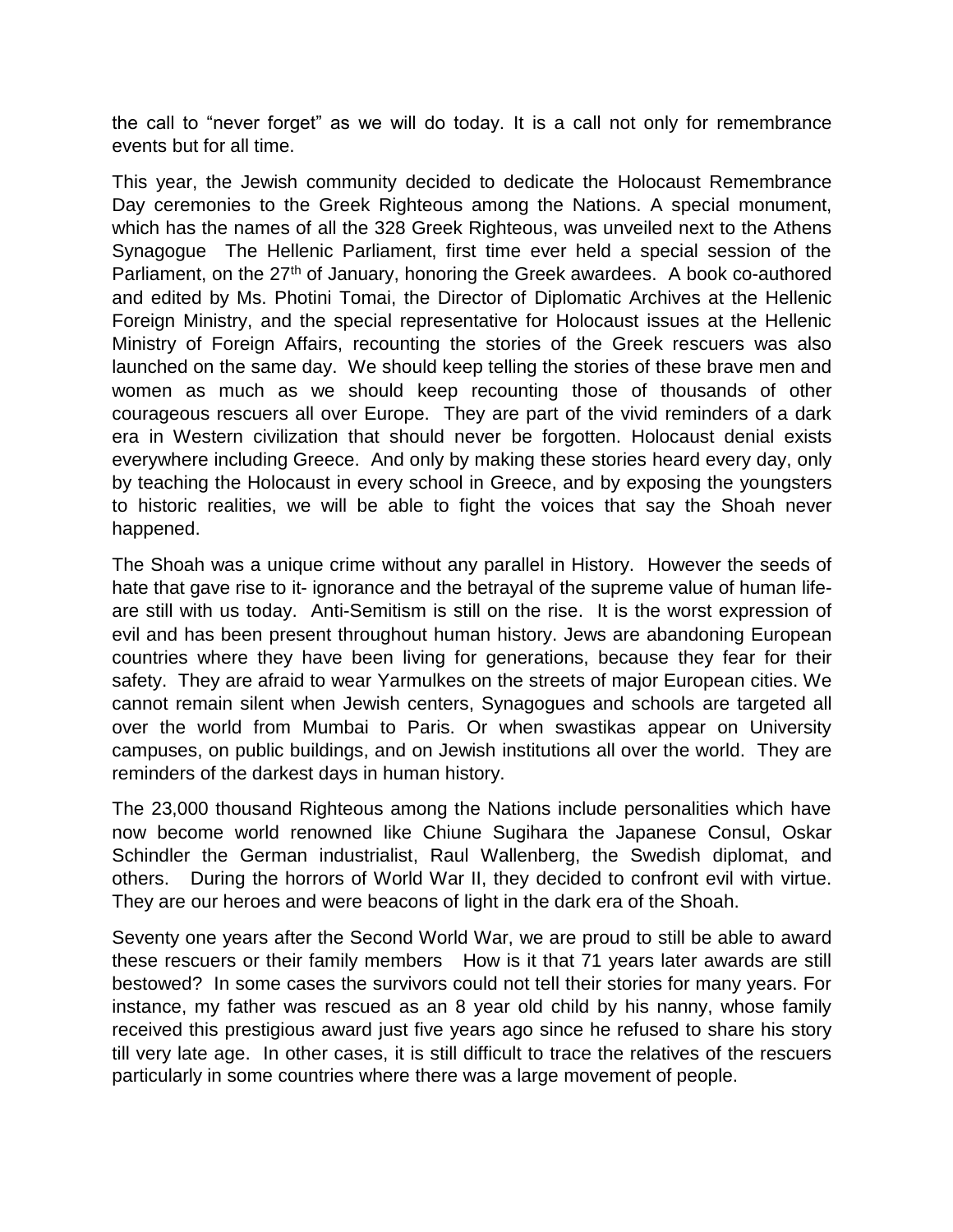the call to "never forget" as we will do today. It is a call not only for remembrance events but for all time.

This year, the Jewish community decided to dedicate the Holocaust Remembrance Day ceremonies to the Greek Righteous among the Nations. A special monument, which has the names of all the 328 Greek Righteous, was unveiled next to the Athens Synagogue The Hellenic Parliament, first time ever held a special session of the Parliament, on the 27th of January, honoring the Greek awardees. A book co-authored and edited by Ms. Photini Tomai, the Director of Diplomatic Archives at the Hellenic Foreign Ministry, and the special representative for Holocaust issues at the Hellenic Ministry of Foreign Affairs, recounting the stories of the Greek rescuers was also launched on the same day. We should keep telling the stories of these brave men and women as much as we should keep recounting those of thousands of other courageous rescuers all over Europe. They are part of the vivid reminders of a dark era in Western civilization that should never be forgotten. Holocaust denial exists everywhere including Greece. And only by making these stories heard every day, only by teaching the Holocaust in every school in Greece, and by exposing the youngsters to historic realities, we will be able to fight the voices that say the Shoah never happened.

The Shoah was a unique crime without any parallel in History. However the seeds of hate that gave rise to it- ignorance and the betrayal of the supreme value of human life- are still with us today. Anti-Semitism is still on the rise. It is the worst expression of evil and has been present throughout human history. Jews are abandoning European countries where they have been living for generations, because they fear for their safety. They are afraid to wear Yarmulkes on the streets of major European cities. We cannot remain silent when Jewish centers, Synagogues and schools are targeted all over the world from Mumbai to Paris. Or when swastikas appear on University campuses, on public buildings, and on Jewish institutions all over the world. They are reminders of the darkest days in human history.

The 23,000 thousand Righteous among the Nations include personalities which have now become world renowned like Chiune Sugihara the Japanese Consul, Oskar Schindler the German industrialist, Raul Wallenberg, the Swedish diplomat, and others. During the horrors of World War II, they decided to confront evil with virtue. They are our heroes and were beacons of light in the dark era of the Shoah.

Seventy one years after the Second World War, we are proud to still be able to award these rescuers or their family members How is it that 71 years later awards are still bestowed? In some cases the survivors could not tell their stories for many years. For instance, my father was rescued as an 8 year old child by his nanny, whose family received this prestigious award just five years ago since he refused to share his story till very late age. In other cases, it is still difficult to trace the relatives of the rescuers particularly in some countries where there was a large movement of people.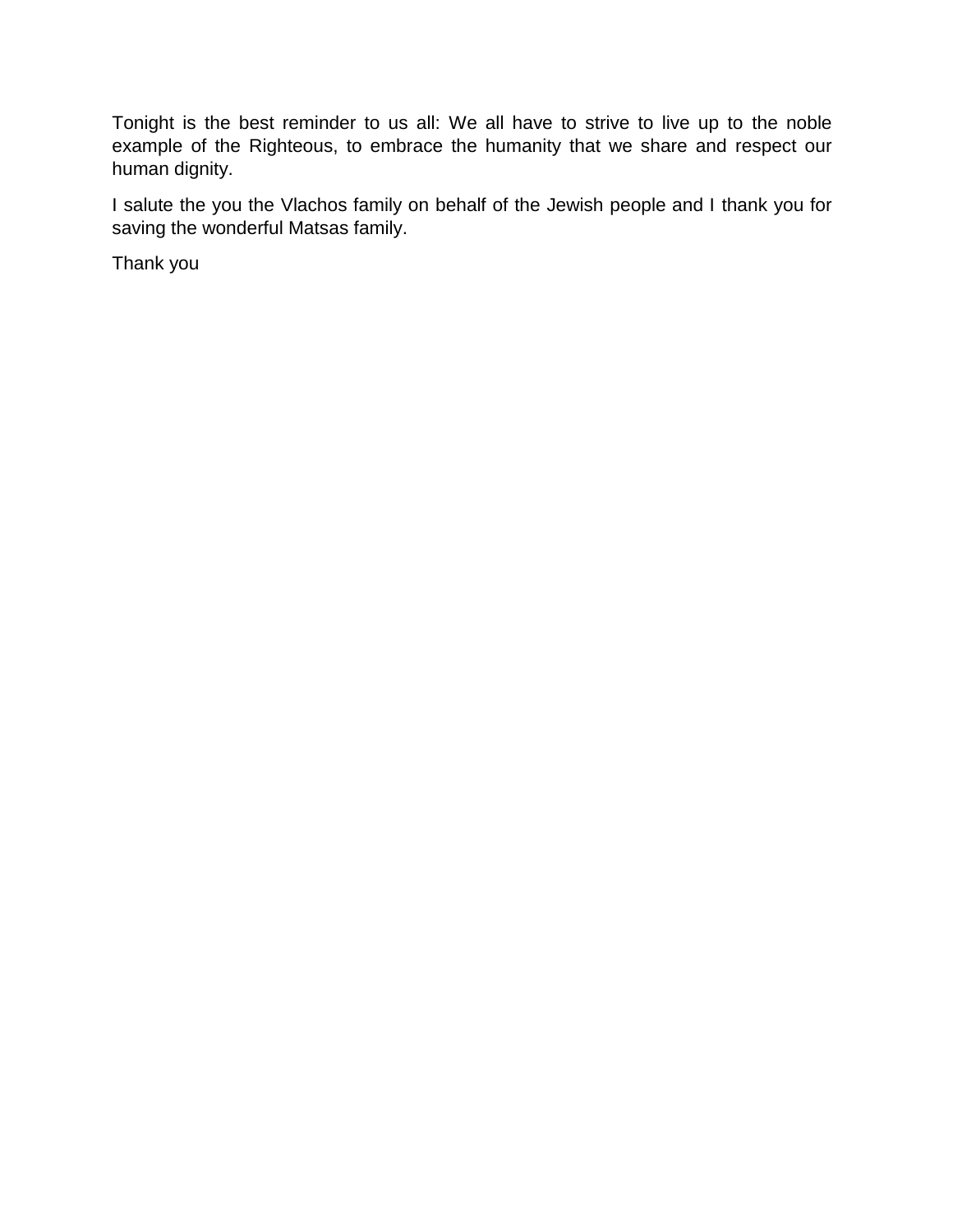Tonight is the best reminder to us all: We all have to strive to live up to the noble example of the Righteous, to embrace the humanity that we share and respect our human dignity.

I salute the you the Vlachos family on behalf of the Jewish people and I thank you for saving the wonderful Matsas family.

Thank you